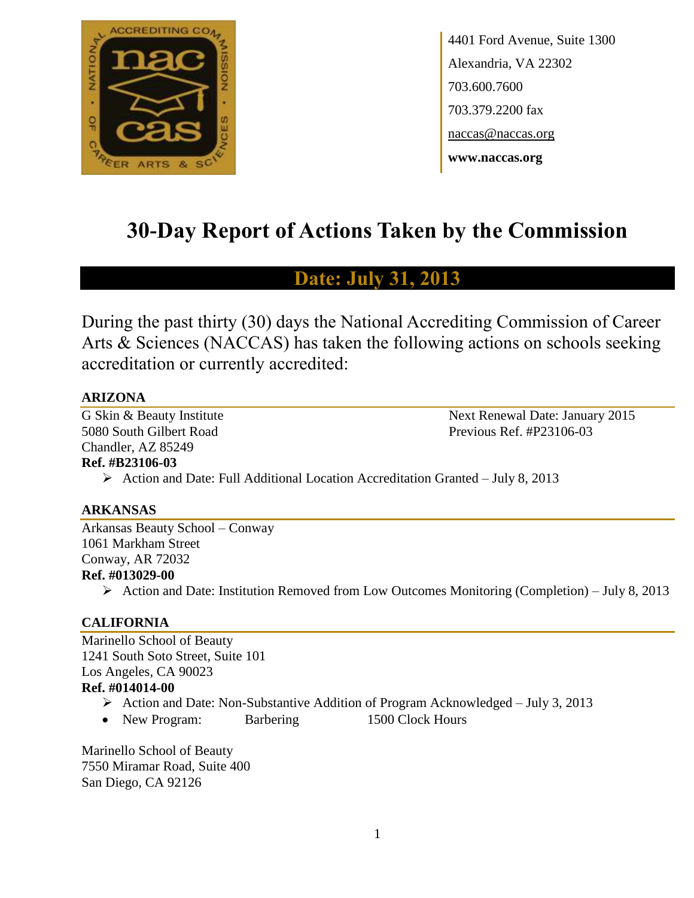4401 Ford Avenue, Suite 1300
Alexandria, VA 22302
703.600.7600
703.379.2200 fax
naccas@naccas.org
**www.naccas.org**

# 30-Day Report of Actions Taken by the Commission

## Date: July 31, 2013

During the past thirty (30) days the National Accrediting Commission of Career Arts & Sciences (NACCAS) has taken the following actions on schools seeking accreditation or currently accredited:

### ARIZONA

G Skin & Beauty Institute
5080 South Gilbert Road
Chandler, AZ 85249
**Ref. #B23106-03**

Next Renewal Date: January 2015
Previous Ref. #P23106-03

- Action and Date: Full Additional Location Accreditation Granted – July 8, 2013

### ARKANSAS

Arkansas Beauty School – Conway
1061 Markham Street
Conway, AR 72032
**Ref. #013029-00**

- Action and Date: Institution Removed from Low Outcomes Monitoring (Completion) – July 8, 2013

### CALIFORNIA

Marinello School of Beauty
1241 South Soto Street, Suite 101
Los Angeles, CA 90023
**Ref. #014014-00**

- Action and Date: Non-Substantive Addition of Program Acknowledged – July 3, 2013
- New Program: Barbering 1500 Clock Hours

Marinello School of Beauty
7550 Miramar Road, Suite 400
San Diego, CA 92126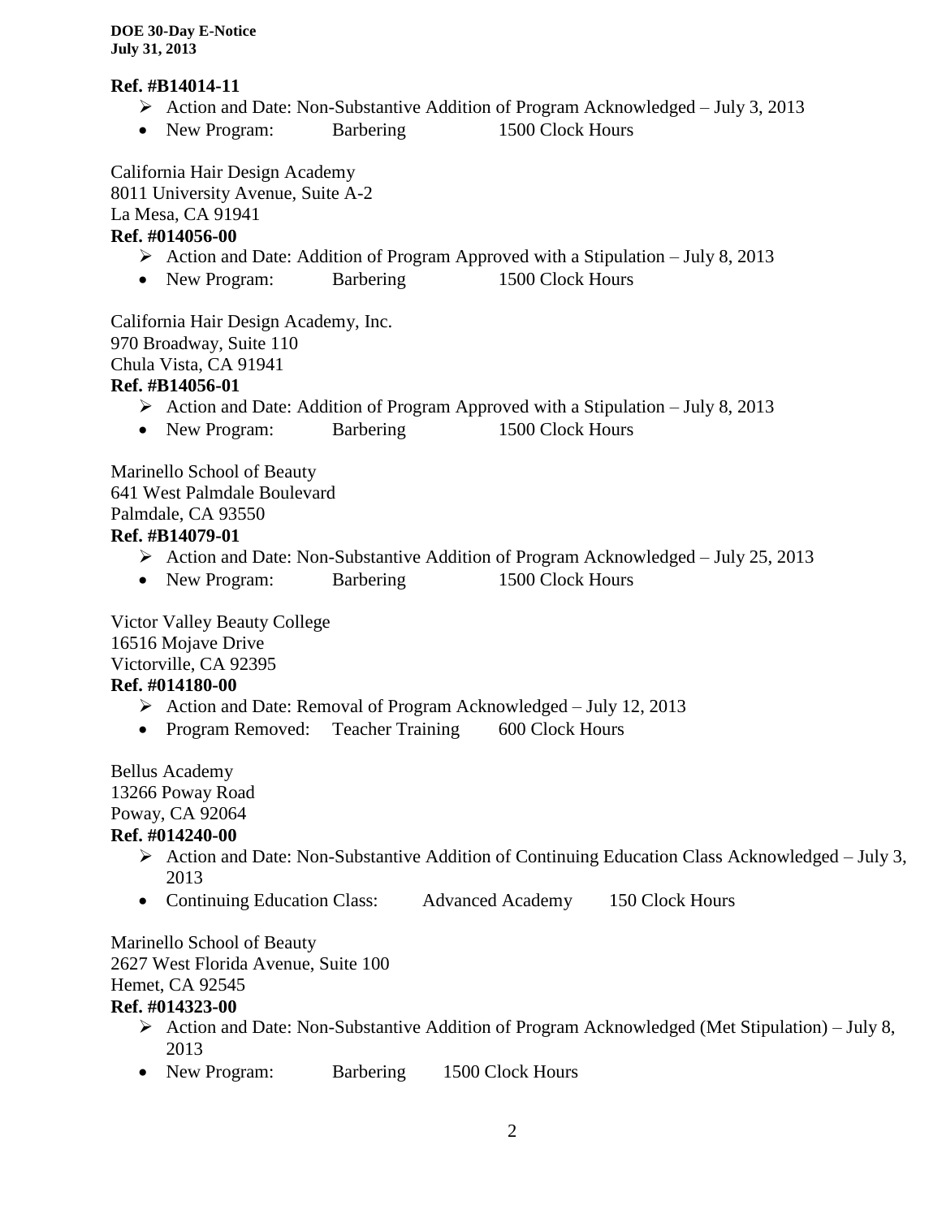**Ref. #B14014-11**

- ➢ Action and Date: Non-Substantive Addition of Program Acknowledged – July 3, 2013
- New Program: Barbering 1500 Clock Hours

California Hair Design Academy
8011 University Avenue, Suite A-2
La Mesa, CA 91941

**Ref. #014056-00**

- ➢ Action and Date: Addition of Program Approved with a Stipulation – July 8, 2013
- New Program: Barbering 1500 Clock Hours

California Hair Design Academy, Inc.
970 Broadway, Suite 110
Chula Vista, CA 91941

**Ref. #B14056-01**

- ➢ Action and Date: Addition of Program Approved with a Stipulation – July 8, 2013
- New Program: Barbering 1500 Clock Hours

Marinello School of Beauty
641 West Palmdale Boulevard
Palmdale, CA 93550

**Ref. #B14079-01**

- ➢ Action and Date: Non-Substantive Addition of Program Acknowledged – July 25, 2013
- New Program: Barbering 1500 Clock Hours

Victor Valley Beauty College
16516 Mojave Drive
Victorville, CA 92395

**Ref. #014180-00**

- ➢ Action and Date: Removal of Program Acknowledged – July 12, 2013
- Program Removed: Teacher Training 600 Clock Hours

Bellus Academy
13266 Poway Road
Poway, CA 92064

**Ref. #014240-00**

- ➢ Action and Date: Non-Substantive Addition of Continuing Education Class Acknowledged – July 3, 2013
- Continuing Education Class: Advanced Academy 150 Clock Hours

Marinello School of Beauty
2627 West Florida Avenue, Suite 100
Hemet, CA 92545

**Ref. #014323-00**

- ➢ Action and Date: Non-Substantive Addition of Program Acknowledged (Met Stipulation) – July 8, 2013
- New Program: Barbering 1500 Clock Hours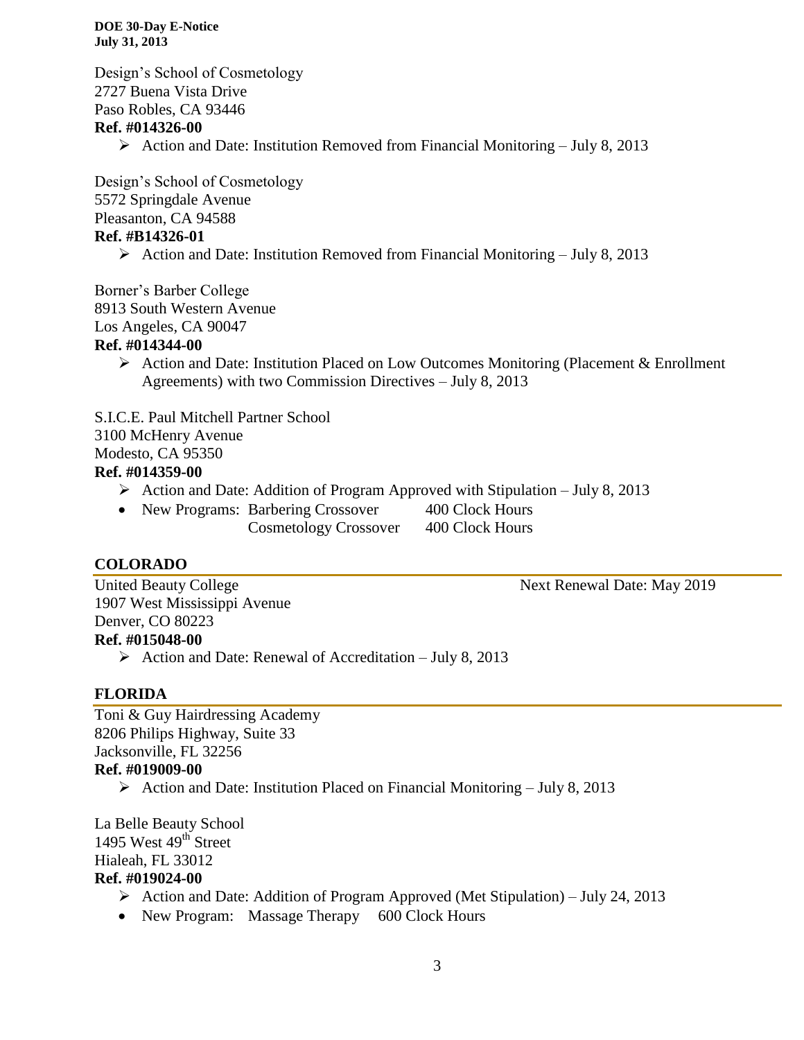Design's School of Cosmetology
2727 Buena Vista Drive
Paso Robles, CA 93446
**Ref. #014326-00**

- Action and Date: Institution Removed from Financial Monitoring – July 8, 2013

Design's School of Cosmetology
5572 Springdale Avenue
Pleasanton, CA 94588
**Ref. #B14326-01**

- Action and Date: Institution Removed from Financial Monitoring – July 8, 2013

Borner's Barber College
8913 South Western Avenue
Los Angeles, CA 90047
**Ref. #014344-00**

- Action and Date: Institution Placed on Low Outcomes Monitoring (Placement & Enrollment Agreements) with two Commission Directives – July 8, 2013

S.I.C.E. Paul Mitchell Partner School
3100 McHenry Avenue
Modesto, CA 95350
**Ref. #014359-00**

- Action and Date: Addition of Program Approved with Stipulation – July 8, 2013
- New Programs: Barbering Crossover 400 Clock Hours
  Cosmetology Crossover 400 Clock Hours

## COLORADO

United Beauty College — Next Renewal Date: May 2019
1907 West Mississippi Avenue
Denver, CO 80223
**Ref. #015048-00**

- Action and Date: Renewal of Accreditation – July 8, 2013

## FLORIDA

Toni & Guy Hairdressing Academy
8206 Philips Highway, Suite 33
Jacksonville, FL 32256
**Ref. #019009-00**

- Action and Date: Institution Placed on Financial Monitoring – July 8, 2013

La Belle Beauty School
1495 West 49th Street
Hialeah, FL 33012
**Ref. #019024-00**

- Action and Date: Addition of Program Approved (Met Stipulation) – July 24, 2013
- New Program: Massage Therapy 600 Clock Hours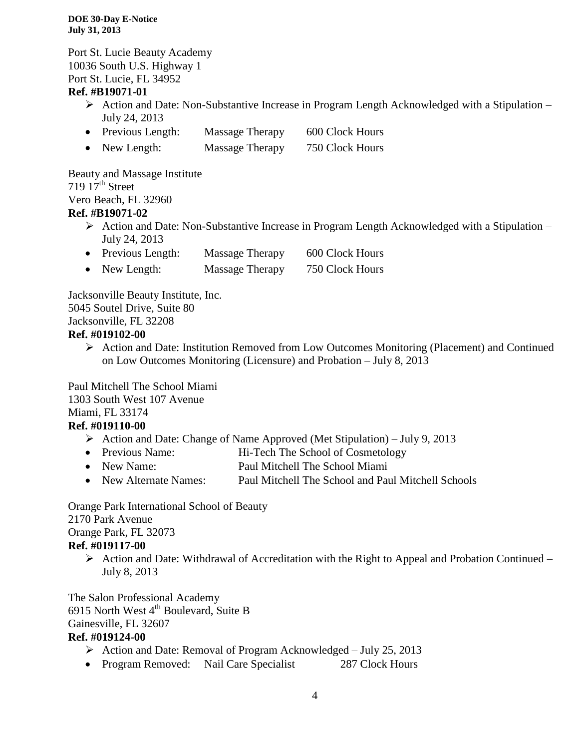Port St. Lucie Beauty Academy
10036 South U.S. Highway 1
Port St. Lucie, FL 34952
**Ref. #B19071-01**

- Action and Date: Non-Substantive Increase in Program Length Acknowledged with a Stipulation – July 24, 2013
- Previous Length: Massage Therapy 600 Clock Hours
- New Length: Massage Therapy 750 Clock Hours

Beauty and Massage Institute
719 17th Street
Vero Beach, FL 32960
**Ref. #B19071-02**

- Action and Date: Non-Substantive Increase in Program Length Acknowledged with a Stipulation – July 24, 2013
- Previous Length: Massage Therapy 600 Clock Hours
- New Length: Massage Therapy 750 Clock Hours

Jacksonville Beauty Institute, Inc.
5045 Soutel Drive, Suite 80
Jacksonville, FL 32208
**Ref. #019102-00**

- Action and Date: Institution Removed from Low Outcomes Monitoring (Placement) and Continued on Low Outcomes Monitoring (Licensure) and Probation – July 8, 2013

Paul Mitchell The School Miami
1303 South West 107 Avenue
Miami, FL 33174
**Ref. #019110-00**

- Action and Date: Change of Name Approved (Met Stipulation) – July 9, 2013
- Previous Name: Hi-Tech The School of Cosmetology
- New Name: Paul Mitchell The School Miami
- New Alternate Names: Paul Mitchell The School and Paul Mitchell Schools

Orange Park International School of Beauty
2170 Park Avenue
Orange Park, FL 32073
**Ref. #019117-00**

- Action and Date: Withdrawal of Accreditation with the Right to Appeal and Probation Continued – July 8, 2013

The Salon Professional Academy
6915 North West 4th Boulevard, Suite B
Gainesville, FL 32607
**Ref. #019124-00**

- Action and Date: Removal of Program Acknowledged – July 25, 2013
- Program Removed: Nail Care Specialist 287 Clock Hours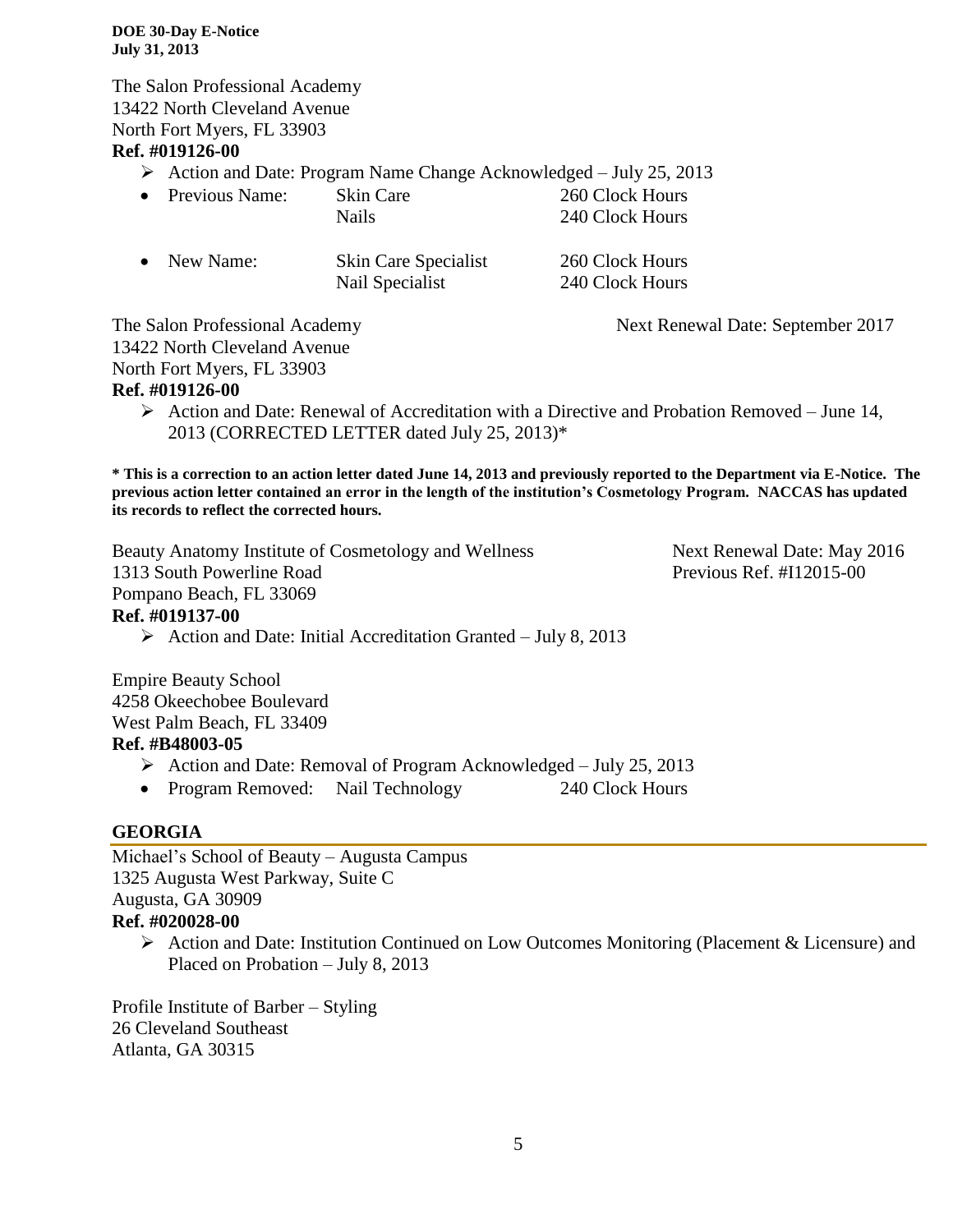The Salon Professional Academy
13422 North Cleveland Avenue
North Fort Myers, FL 33903
**Ref. #019126-00**

- Action and Date: Program Name Change Acknowledged – July 25, 2013
  - Previous Name: Skin Care 260 Clock Hours; Nails 240 Clock Hours
  - New Name: Skin Care Specialist 260 Clock Hours; Nail Specialist 240 Clock Hours

The Salon Professional Academy — Next Renewal Date: September 2017
13422 North Cleveland Avenue
North Fort Myers, FL 33903
**Ref. #019126-00**

- Action and Date: Renewal of Accreditation with a Directive and Probation Removed – June 14, 2013 (CORRECTED LETTER dated July 25, 2013)*

**\* This is a correction to an action letter dated June 14, 2013 and previously reported to the Department via E-Notice. The previous action letter contained an error in the length of the institution's Cosmetology Program. NACCAS has updated its records to reflect the corrected hours.**

Beauty Anatomy Institute of Cosmetology and Wellness — Next Renewal Date: May 2016
1313 South Powerline Road — Previous Ref. #I12015-00
Pompano Beach, FL 33069
**Ref. #019137-00**

- Action and Date: Initial Accreditation Granted – July 8, 2013

Empire Beauty School
4258 Okeechobee Boulevard
West Palm Beach, FL 33409
**Ref. #B48003-05**

- Action and Date: Removal of Program Acknowledged – July 25, 2013
  - Program Removed: Nail Technology 240 Clock Hours

## GEORGIA

Michael's School of Beauty – Augusta Campus
1325 Augusta West Parkway, Suite C
Augusta, GA 30909
**Ref. #020028-00**

- Action and Date: Institution Continued on Low Outcomes Monitoring (Placement & Licensure) and Placed on Probation – July 8, 2013

Profile Institute of Barber – Styling
26 Cleveland Southeast
Atlanta, GA 30315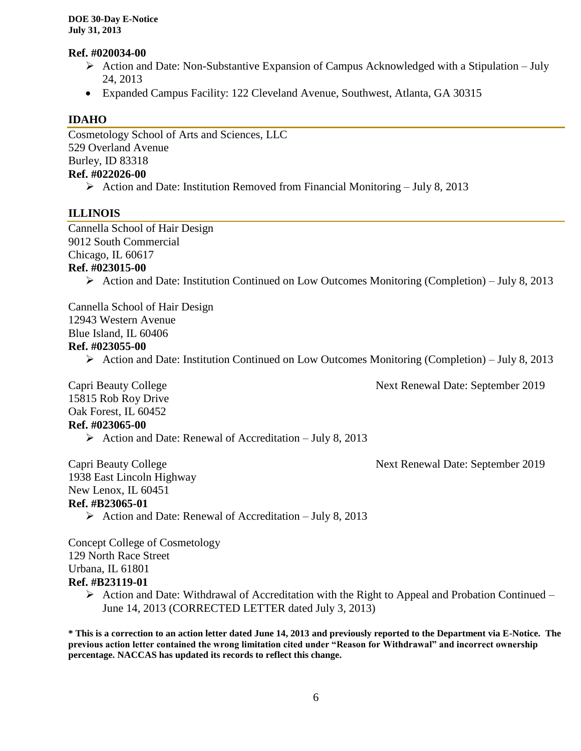**Ref. #020034-00**

- Action and Date: Non-Substantive Expansion of Campus Acknowledged with a Stipulation – July 24, 2013
- Expanded Campus Facility: 122 Cleveland Avenue, Southwest, Atlanta, GA 30315

## IDAHO

Cosmetology School of Arts and Sciences, LLC
529 Overland Avenue
Burley, ID 83318
**Ref. #022026-00**

- Action and Date: Institution Removed from Financial Monitoring – July 8, 2013

## ILLINOIS

Cannella School of Hair Design
9012 South Commercial
Chicago, IL 60617
**Ref. #023015-00**

- Action and Date: Institution Continued on Low Outcomes Monitoring (Completion) – July 8, 2013

Cannella School of Hair Design
12943 Western Avenue
Blue Island, IL 60406
**Ref. #023055-00**

- Action and Date: Institution Continued on Low Outcomes Monitoring (Completion) – July 8, 2013

Capri Beauty College — Next Renewal Date: September 2019
15815 Rob Roy Drive
Oak Forest, IL 60452
**Ref. #023065-00**

- Action and Date: Renewal of Accreditation – July 8, 2013

Capri Beauty College — Next Renewal Date: September 2019
1938 East Lincoln Highway
New Lenox, IL 60451
**Ref. #B23065-01**

- Action and Date: Renewal of Accreditation – July 8, 2013

Concept College of Cosmetology
129 North Race Street
Urbana, IL 61801
**Ref. #B23119-01**

- Action and Date: Withdrawal of Accreditation with the Right to Appeal and Probation Continued – June 14, 2013 (CORRECTED LETTER dated July 3, 2013)

**\* This is a correction to an action letter dated June 14, 2013 and previously reported to the Department via E-Notice. The previous action letter contained the wrong limitation cited under "Reason for Withdrawal" and incorrect ownership percentage. NACCAS has updated its records to reflect this change.**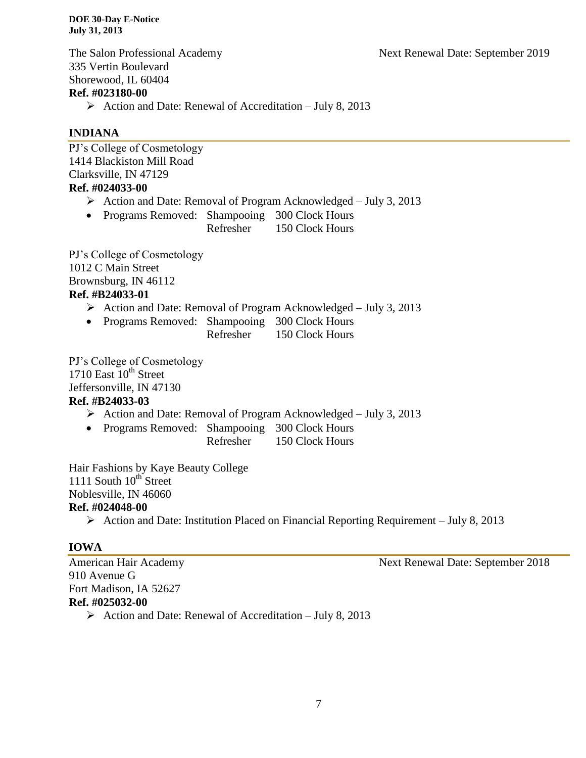The Salon Professional Academy — Next Renewal Date: September 2019
335 Vertin Boulevard
Shorewood, IL 60404
**Ref. #023180-00**

- Action and Date: Renewal of Accreditation – July 8, 2013

## INDIANA

PJ's College of Cosmetology
1414 Blackiston Mill Road
Clarksville, IN 47129
**Ref. #024033-00**

- Action and Date: Removal of Program Acknowledged – July 3, 2013
- Programs Removed: Shampooing 300 Clock Hours
  Refresher 150 Clock Hours

PJ's College of Cosmetology
1012 C Main Street
Brownsburg, IN 46112
**Ref. #B24033-01**

- Action and Date: Removal of Program Acknowledged – July 3, 2013
- Programs Removed: Shampooing 300 Clock Hours
  Refresher 150 Clock Hours

PJ's College of Cosmetology
1710 East 10th Street
Jeffersonville, IN 47130
**Ref. #B24033-03**

- Action and Date: Removal of Program Acknowledged – July 3, 2013
- Programs Removed: Shampooing 300 Clock Hours
  Refresher 150 Clock Hours

Hair Fashions by Kaye Beauty College
1111 South 10th Street
Noblesville, IN 46060
**Ref. #024048-00**

- Action and Date: Institution Placed on Financial Reporting Requirement – July 8, 2013

## IOWA

American Hair Academy — Next Renewal Date: September 2018
910 Avenue G
Fort Madison, IA 52627
**Ref. #025032-00**

- Action and Date: Renewal of Accreditation – July 8, 2013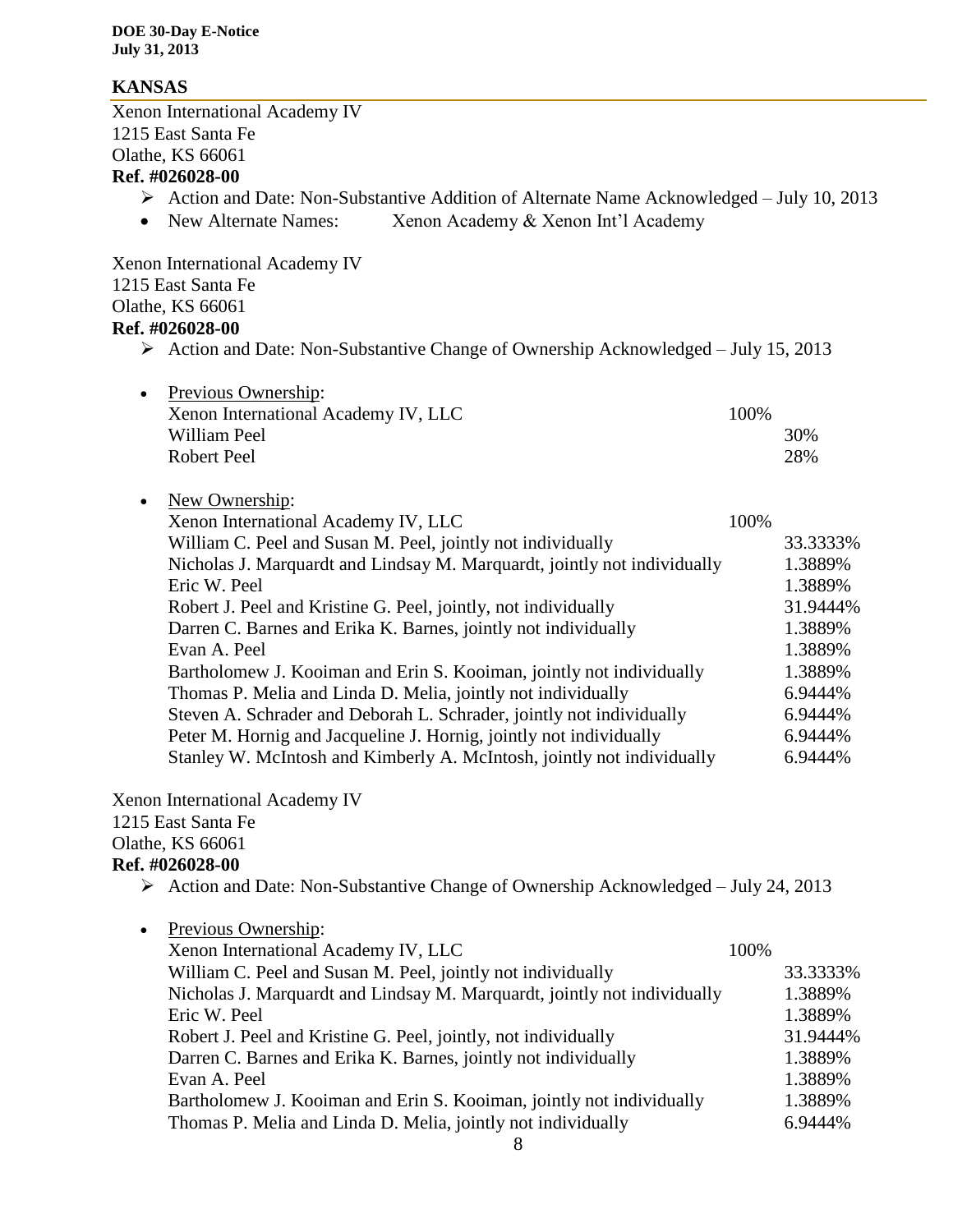## KANSAS

Xenon International Academy IV
1215 East Santa Fe
Olathe, KS 66061
**Ref. #026028-00**

- Action and Date: Non-Substantive Addition of Alternate Name Acknowledged – July 10, 2013
- New Alternate Names: Xenon Academy & Xenon Int'l Academy

Xenon International Academy IV
1215 East Santa Fe
Olathe, KS 66061
**Ref. #026028-00**

- Action and Date: Non-Substantive Change of Ownership Acknowledged – July 15, 2013

- Previous Ownership:

| | | |
|---|---|---|
| Xenon International Academy IV, LLC | 100% | |
| William Peel | | 30% |
| Robert Peel | | 28% |

- New Ownership:

| | | |
|---|---|---|
| Xenon International Academy IV, LLC | 100% | |
| William C. Peel and Susan M. Peel, jointly not individually | | 33.3333% |
| Nicholas J. Marquardt and Lindsay M. Marquardt, jointly not individually | | 1.3889% |
| Eric W. Peel | | 1.3889% |
| Robert J. Peel and Kristine G. Peel, jointly, not individually | | 31.9444% |
| Darren C. Barnes and Erika K. Barnes, jointly not individually | | 1.3889% |
| Evan A. Peel | | 1.3889% |
| Bartholomew J. Kooiman and Erin S. Kooiman, jointly not individually | | 1.3889% |
| Thomas P. Melia and Linda D. Melia, jointly not individually | | 6.9444% |
| Steven A. Schrader and Deborah L. Schrader, jointly not individually | | 6.9444% |
| Peter M. Hornig and Jacqueline J. Hornig, jointly not individually | | 6.9444% |
| Stanley W. McIntosh and Kimberly A. McIntosh, jointly not individually | | 6.9444% |

Xenon International Academy IV
1215 East Santa Fe
Olathe, KS 66061
**Ref. #026028-00**

- Action and Date: Non-Substantive Change of Ownership Acknowledged – July 24, 2013

- Previous Ownership:

| | | |
|---|---|---|
| Xenon International Academy IV, LLC | 100% | |
| William C. Peel and Susan M. Peel, jointly not individually | | 33.3333% |
| Nicholas J. Marquardt and Lindsay M. Marquardt, jointly not individually | | 1.3889% |
| Eric W. Peel | | 1.3889% |
| Robert J. Peel and Kristine G. Peel, jointly, not individually | | 31.9444% |
| Darren C. Barnes and Erika K. Barnes, jointly not individually | | 1.3889% |
| Evan A. Peel | | 1.3889% |
| Bartholomew J. Kooiman and Erin S. Kooiman, jointly not individually | | 1.3889% |
| Thomas P. Melia and Linda D. Melia, jointly not individually | | 6.9444% |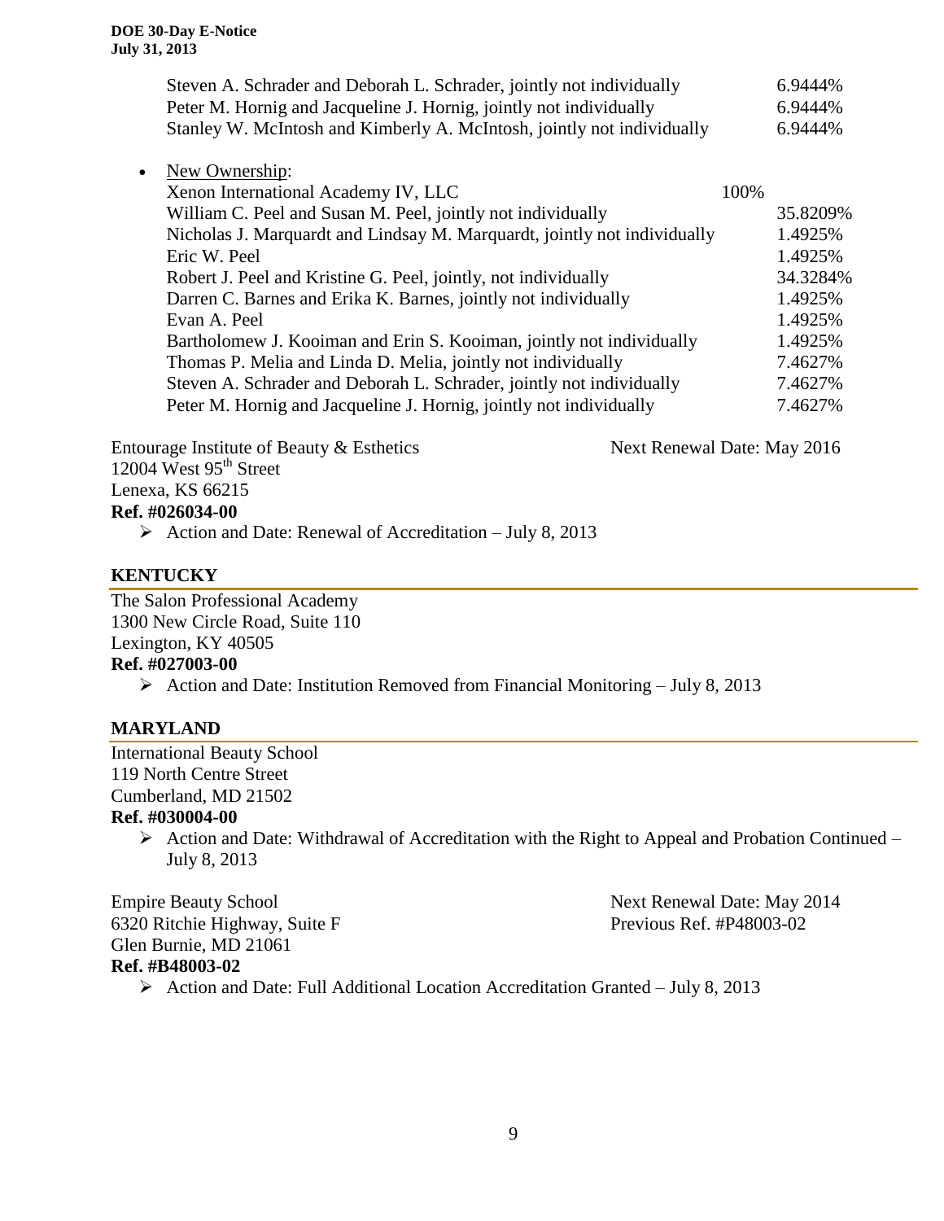| | |
|---|---|
| Steven A. Schrader and Deborah L. Schrader, jointly not individually | 6.9444% |
| Peter M. Hornig and Jacqueline J. Hornig, jointly not individually | 6.9444% |
| Stanley W. McIntosh and Kimberly A. McIntosh, jointly not individually | 6.9444% |

- New Ownership:

| | | |
|---|---|---|
| Xenon International Academy IV, LLC | 100% | |
| William C. Peel and Susan M. Peel, jointly not individually | | 35.8209% |
| Nicholas J. Marquardt and Lindsay M. Marquardt, jointly not individually | | 1.4925% |
| Eric W. Peel | | 1.4925% |
| Robert J. Peel and Kristine G. Peel, jointly, not individually | | 34.3284% |
| Darren C. Barnes and Erika K. Barnes, jointly not individually | | 1.4925% |
| Evan A. Peel | | 1.4925% |
| Bartholomew J. Kooiman and Erin S. Kooiman, jointly not individually | | 1.4925% |
| Thomas P. Melia and Linda D. Melia, jointly not individually | | 7.4627% |
| Steven A. Schrader and Deborah L. Schrader, jointly not individually | | 7.4627% |
| Peter M. Hornig and Jacqueline J. Hornig, jointly not individually | | 7.4627% |

Entourage Institute of Beauty & Esthetics — Next Renewal Date: May 2016
12004 West 95th Street
Lenexa, KS 66215
**Ref. #026034-00**

- Action and Date: Renewal of Accreditation – July 8, 2013

## KENTUCKY

The Salon Professional Academy
1300 New Circle Road, Suite 110
Lexington, KY 40505
**Ref. #027003-00**

- Action and Date: Institution Removed from Financial Monitoring – July 8, 2013

## MARYLAND

International Beauty School
119 North Centre Street
Cumberland, MD 21502
**Ref. #030004-00**

- Action and Date: Withdrawal of Accreditation with the Right to Appeal and Probation Continued – July 8, 2013

Empire Beauty School — Next Renewal Date: May 2014
6320 Ritchie Highway, Suite F — Previous Ref. #P48003-02
Glen Burnie, MD 21061
**Ref. #B48003-02**

- Action and Date: Full Additional Location Accreditation Granted – July 8, 2013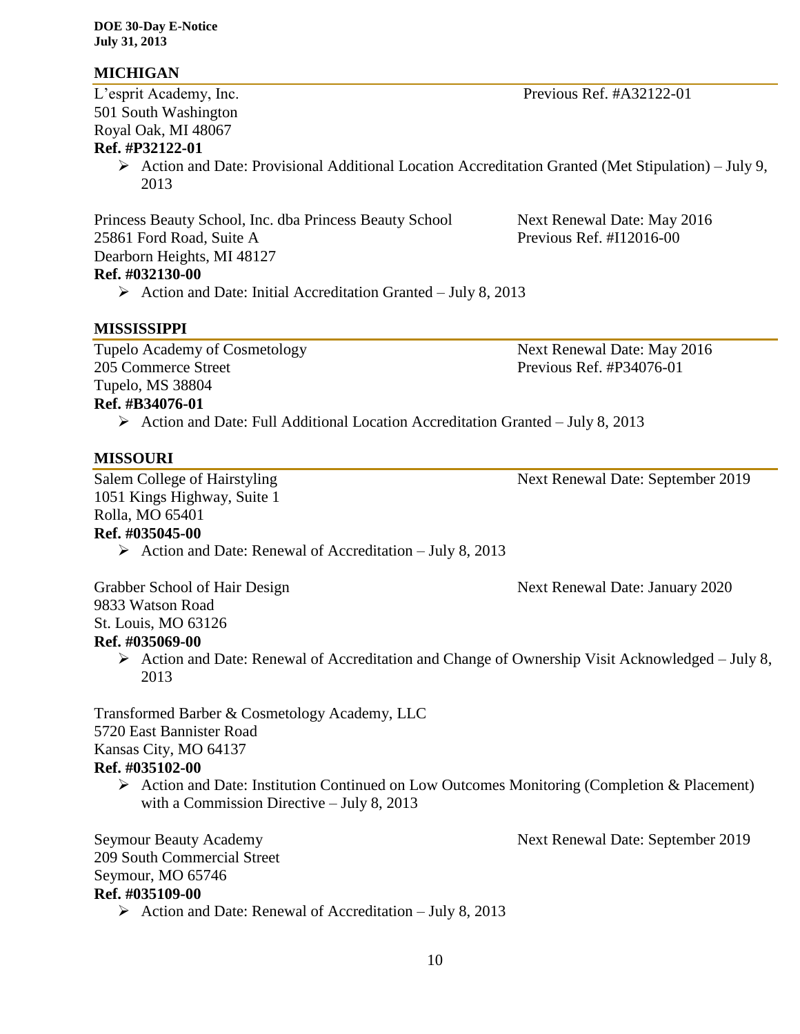## MICHIGAN

L'esprit Academy, Inc.
501 South Washington
Royal Oak, MI 48067
Previous Ref. #A32122-01

**Ref. #P32122-01**

- Action and Date: Provisional Additional Location Accreditation Granted (Met Stipulation) – July 9, 2013

Princess Beauty School, Inc. dba Princess Beauty School
25861 Ford Road, Suite A
Dearborn Heights, MI 48127
Next Renewal Date: May 2016
Previous Ref. #I12016-00

**Ref. #032130-00**

- Action and Date: Initial Accreditation Granted – July 8, 2013

## MISSISSIPPI

Tupelo Academy of Cosmetology
205 Commerce Street
Tupelo, MS 38804
Next Renewal Date: May 2016
Previous Ref. #P34076-01

**Ref. #B34076-01**

- Action and Date: Full Additional Location Accreditation Granted – July 8, 2013

## MISSOURI

Salem College of Hairstyling
1051 Kings Highway, Suite 1
Rolla, MO 65401
Next Renewal Date: September 2019

**Ref. #035045-00**

- Action and Date: Renewal of Accreditation – July 8, 2013

Grabber School of Hair Design
9833 Watson Road
St. Louis, MO 63126
Next Renewal Date: January 2020

**Ref. #035069-00**

- Action and Date: Renewal of Accreditation and Change of Ownership Visit Acknowledged – July 8, 2013

Transformed Barber & Cosmetology Academy, LLC
5720 East Bannister Road
Kansas City, MO 64137

**Ref. #035102-00**

- Action and Date: Institution Continued on Low Outcomes Monitoring (Completion & Placement) with a Commission Directive – July 8, 2013

Seymour Beauty Academy
209 South Commercial Street
Seymour, MO 65746
Next Renewal Date: September 2019

**Ref. #035109-00**

- Action and Date: Renewal of Accreditation – July 8, 2013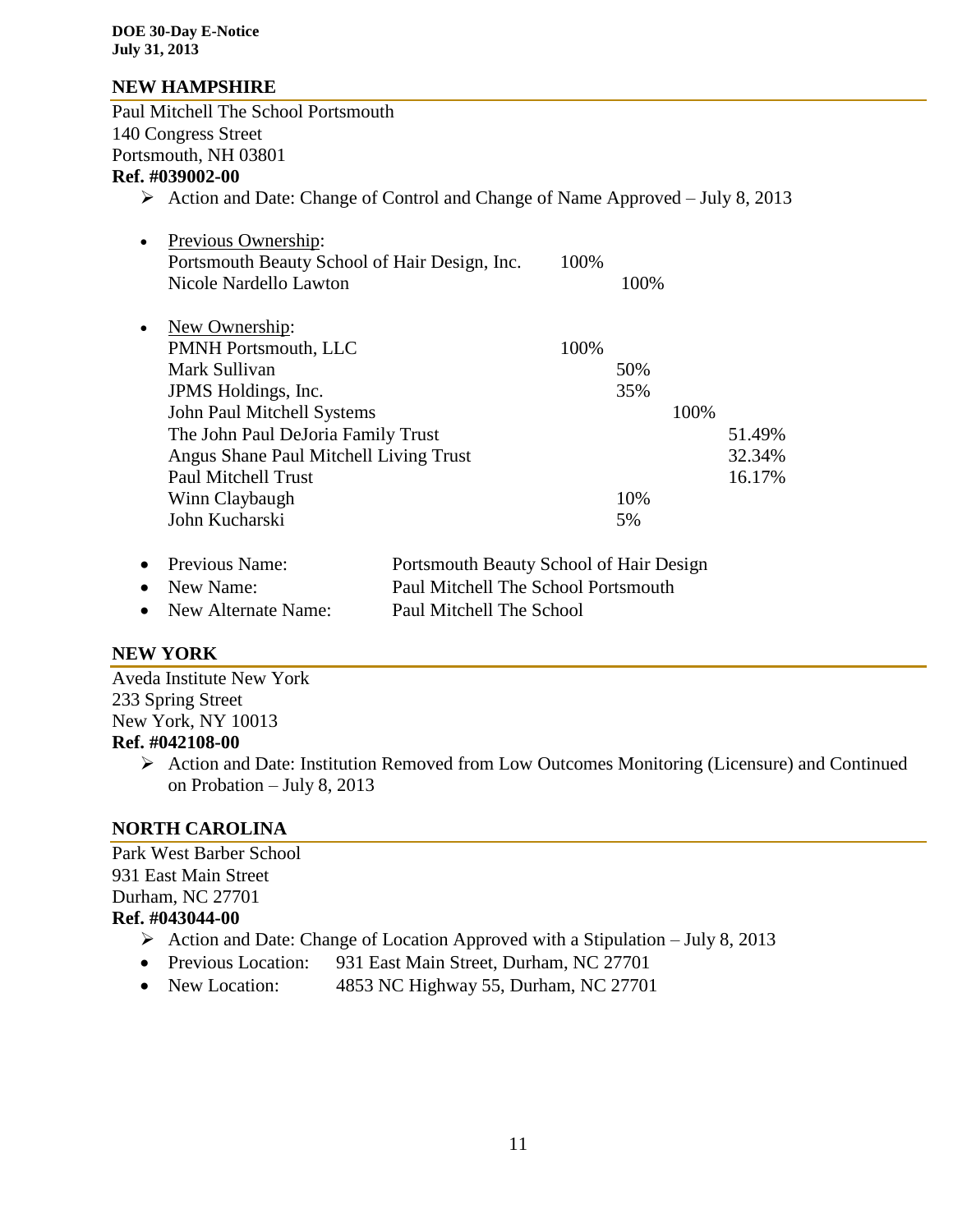## NEW HAMPSHIRE

Paul Mitchell The School Portsmouth
140 Congress Street
Portsmouth, NH 03801
**Ref. #039002-00**

- Action and Date: Change of Control and Change of Name Approved – July 8, 2013

- Previous Ownership:

| | | | | |
|---|---|---|---|---|
| Portsmouth Beauty School of Hair Design, Inc. | 100% | | | |
| Nicole Nardello Lawton | | 100% | | |

- New Ownership:

| | | | | |
|---|---|---|---|---|
| PMNH Portsmouth, LLC | 100% | | | |
| Mark Sullivan | | 50% | | |
| JPMS Holdings, Inc. | | 35% | | |
| John Paul Mitchell Systems | | | 100% | |
| The John Paul DeJoria Family Trust | | | | 51.49% |
| Angus Shane Paul Mitchell Living Trust | | | | 32.34% |
| Paul Mitchell Trust | | | | 16.17% |
| Winn Claybaugh | | 10% | | |
| John Kucharski | | 5% | | |

- Previous Name: Portsmouth Beauty School of Hair Design
- New Name: Paul Mitchell The School Portsmouth
- New Alternate Name: Paul Mitchell The School

## NEW YORK

Aveda Institute New York
233 Spring Street
New York, NY 10013
**Ref. #042108-00**

- Action and Date: Institution Removed from Low Outcomes Monitoring (Licensure) and Continued on Probation – July 8, 2013

## NORTH CAROLINA

Park West Barber School
931 East Main Street
Durham, NC 27701
**Ref. #043044-00**

- Action and Date: Change of Location Approved with a Stipulation – July 8, 2013
- Previous Location: 931 East Main Street, Durham, NC 27701
- New Location: 4853 NC Highway 55, Durham, NC 27701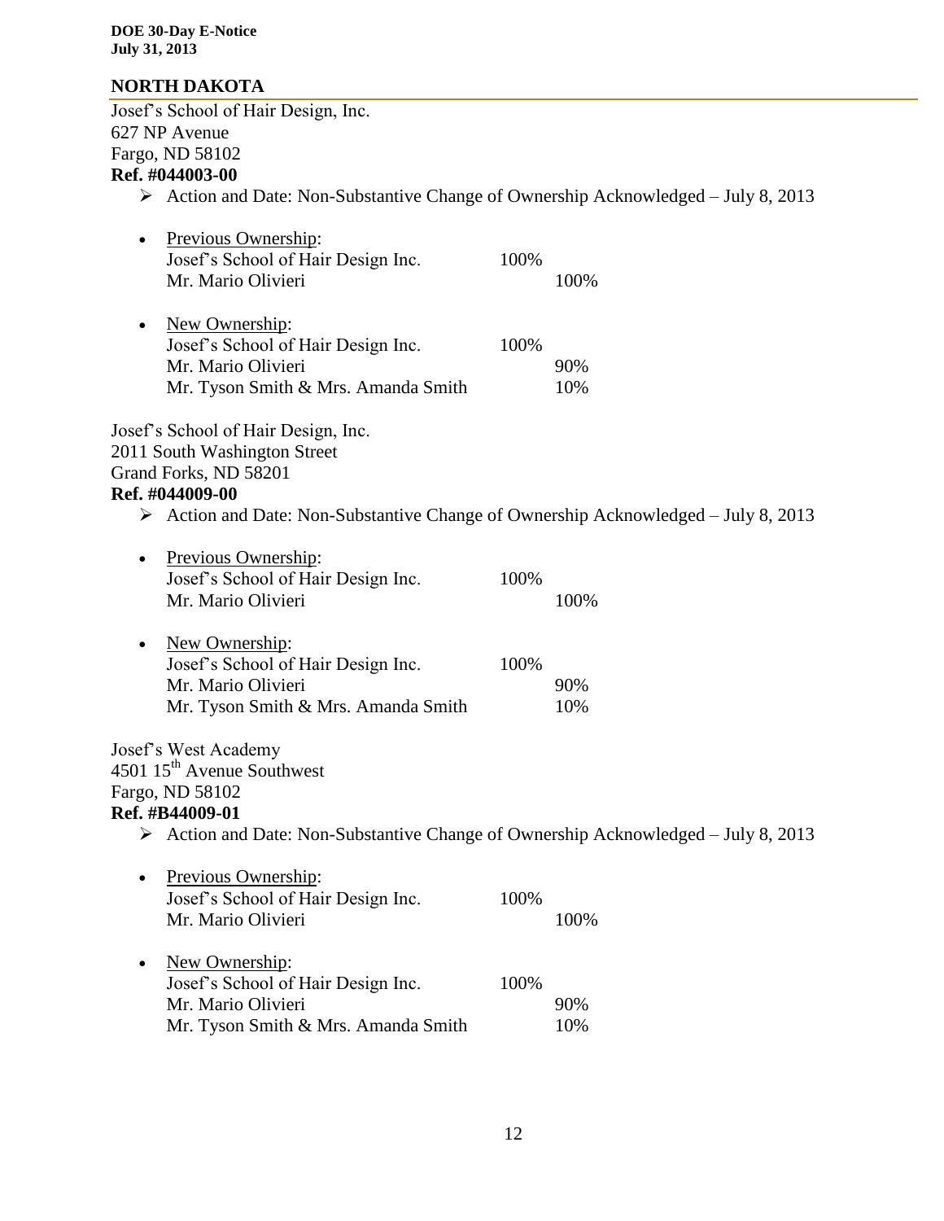## NORTH DAKOTA

Josef's School of Hair Design, Inc.
627 NP Avenue
Fargo, ND 58102
**Ref. #044003-00**

- Action and Date: Non-Substantive Change of Ownership Acknowledged – July 8, 2013

  - Previous Ownership:

    | | | |
    |---|---|---|
    | Josef's School of Hair Design Inc. | 100% | |
    | Mr. Mario Olivieri | | 100% |

  - New Ownership:

    | | | |
    |---|---|---|
    | Josef's School of Hair Design Inc. | 100% | |
    | Mr. Mario Olivieri | | 90% |
    | Mr. Tyson Smith & Mrs. Amanda Smith | | 10% |

Josef's School of Hair Design, Inc.
2011 South Washington Street
Grand Forks, ND 58201
**Ref. #044009-00**

- Action and Date: Non-Substantive Change of Ownership Acknowledged – July 8, 2013

  - Previous Ownership:

    | | | |
    |---|---|---|
    | Josef's School of Hair Design Inc. | 100% | |
    | Mr. Mario Olivieri | | 100% |

  - New Ownership:

    | | | |
    |---|---|---|
    | Josef's School of Hair Design Inc. | 100% | |
    | Mr. Mario Olivieri | | 90% |
    | Mr. Tyson Smith & Mrs. Amanda Smith | | 10% |

Josef's West Academy
4501 15th Avenue Southwest
Fargo, ND 58102
**Ref. #B44009-01**

- Action and Date: Non-Substantive Change of Ownership Acknowledged – July 8, 2013

  - Previous Ownership:

    | | | |
    |---|---|---|
    | Josef's School of Hair Design Inc. | 100% | |
    | Mr. Mario Olivieri | | 100% |

  - New Ownership:

    | | | |
    |---|---|---|
    | Josef's School of Hair Design Inc. | 100% | |
    | Mr. Mario Olivieri | | 90% |
    | Mr. Tyson Smith & Mrs. Amanda Smith | | 10% |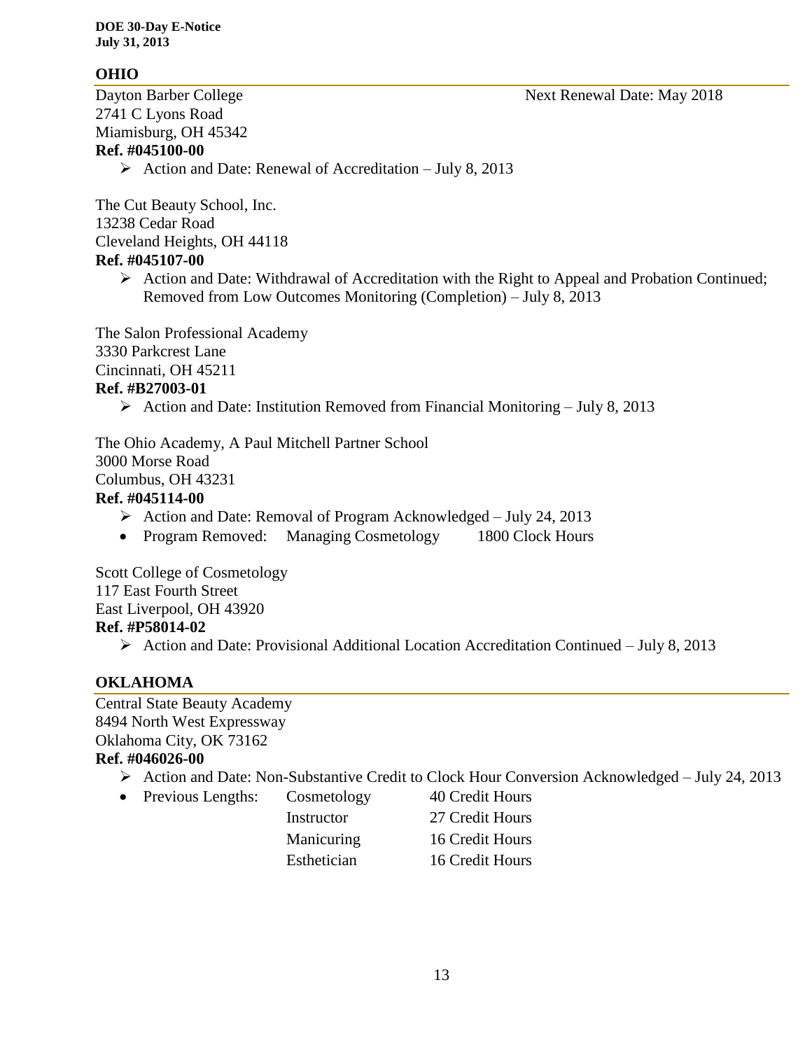## OHIO

Dayton Barber College — Next Renewal Date: May 2018
2741 C Lyons Road
Miamisburg, OH 45342
**Ref. #045100-00**

- Action and Date: Renewal of Accreditation – July 8, 2013

The Cut Beauty School, Inc.
13238 Cedar Road
Cleveland Heights, OH 44118
**Ref. #045107-00**

- Action and Date: Withdrawal of Accreditation with the Right to Appeal and Probation Continued; Removed from Low Outcomes Monitoring (Completion) – July 8, 2013

The Salon Professional Academy
3330 Parkcrest Lane
Cincinnati, OH 45211
**Ref. #B27003-01**

- Action and Date: Institution Removed from Financial Monitoring – July 8, 2013

The Ohio Academy, A Paul Mitchell Partner School
3000 Morse Road
Columbus, OH 43231
**Ref. #045114-00**

- Action and Date: Removal of Program Acknowledged – July 24, 2013
- Program Removed: Managing Cosmetology 1800 Clock Hours

Scott College of Cosmetology
117 East Fourth Street
East Liverpool, OH 43920
**Ref. #P58014-02**

- Action and Date: Provisional Additional Location Accreditation Continued – July 8, 2013

## OKLAHOMA

Central State Beauty Academy
8494 North West Expressway
Oklahoma City, OK 73162
**Ref. #046026-00**

- Action and Date: Non-Substantive Credit to Clock Hour Conversion Acknowledged – July 24, 2013
- Previous Lengths:

| Program | Length |
| --- | --- |
| Cosmetology | 40 Credit Hours |
| Instructor | 27 Credit Hours |
| Manicuring | 16 Credit Hours |
| Esthetician | 16 Credit Hours |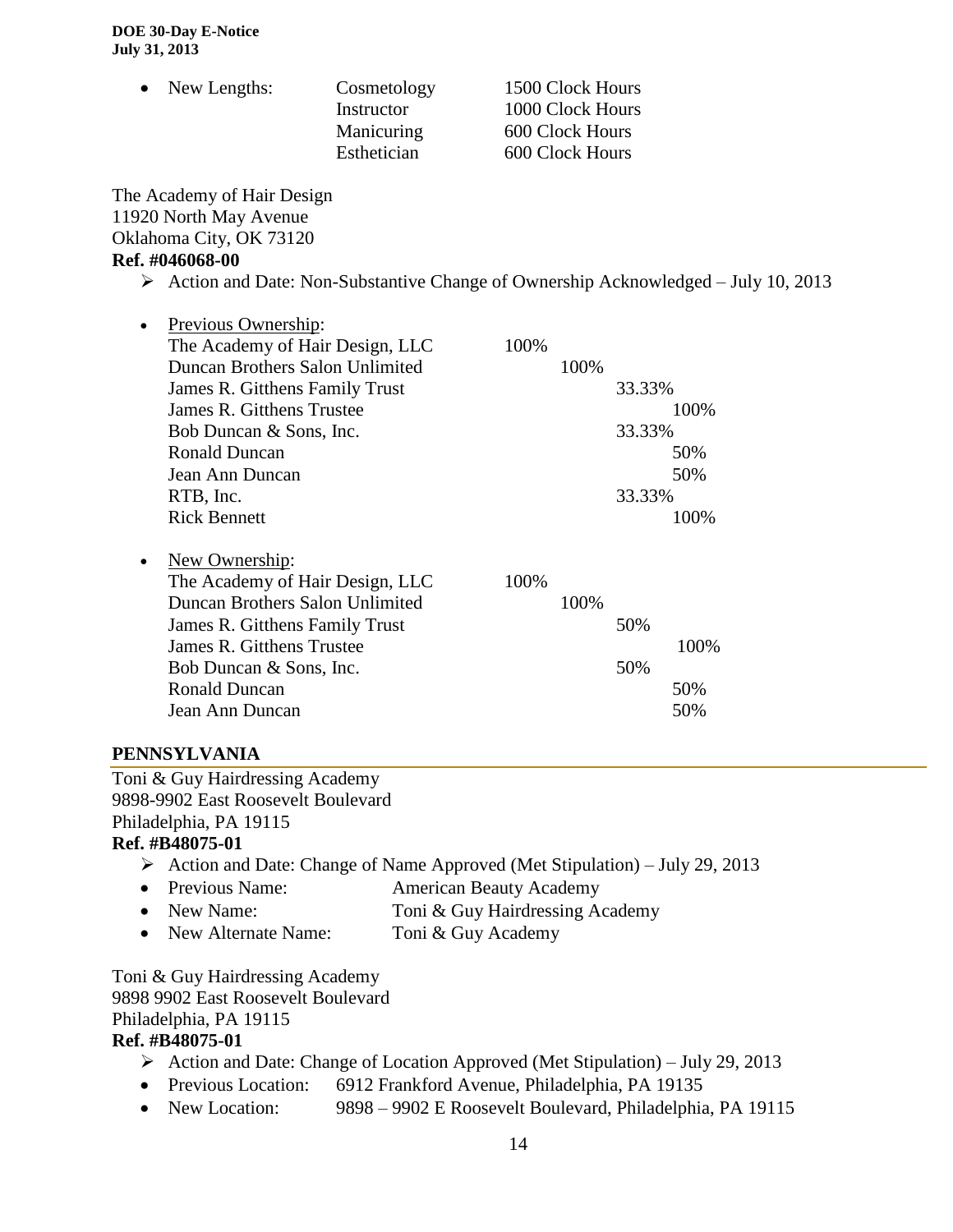- New Lengths:

| | |
|---|---|
| Cosmetology | 1500 Clock Hours |
| Instructor | 1000 Clock Hours |
| Manicuring | 600 Clock Hours |
| Esthetician | 600 Clock Hours |

The Academy of Hair Design
11920 North May Avenue
Oklahoma City, OK 73120
**Ref. #046068-00**

➢ Action and Date: Non-Substantive Change of Ownership Acknowledged – July 10, 2013

- Previous Ownership:

| | | | | |
|---|---|---|---|---|
| The Academy of Hair Design, LLC | 100% | | | |
| Duncan Brothers Salon Unlimited | | 100% | | |
| James R. Gitthens Family Trust | | | 33.33% | |
| James R. Gitthens Trustee | | | | 100% |
| Bob Duncan & Sons, Inc. | | | 33.33% | |
| Ronald Duncan | | | | 50% |
| Jean Ann Duncan | | | | 50% |
| RTB, Inc. | | | 33.33% | |
| Rick Bennett | | | | 100% |

- New Ownership:

| | | | | |
|---|---|---|---|---|
| The Academy of Hair Design, LLC | 100% | | | |
| Duncan Brothers Salon Unlimited | | 100% | | |
| James R. Gitthens Family Trust | | | 50% | |
| James R. Gitthens Trustee | | | | 100% |
| Bob Duncan & Sons, Inc. | | | 50% | |
| Ronald Duncan | | | | 50% |
| Jean Ann Duncan | | | | 50% |

## PENNSYLVANIA

Toni & Guy Hairdressing Academy
9898-9902 East Roosevelt Boulevard
Philadelphia, PA 19115
**Ref. #B48075-01**

➢ Action and Date: Change of Name Approved (Met Stipulation) – July 29, 2013

- Previous Name: American Beauty Academy
- New Name: Toni & Guy Hairdressing Academy
- New Alternate Name: Toni & Guy Academy

Toni & Guy Hairdressing Academy
9898 9902 East Roosevelt Boulevard
Philadelphia, PA 19115
**Ref. #B48075-01**

➢ Action and Date: Change of Location Approved (Met Stipulation) – July 29, 2013

- Previous Location: 6912 Frankford Avenue, Philadelphia, PA 19135
- New Location: 9898 – 9902 E Roosevelt Boulevard, Philadelphia, PA 19115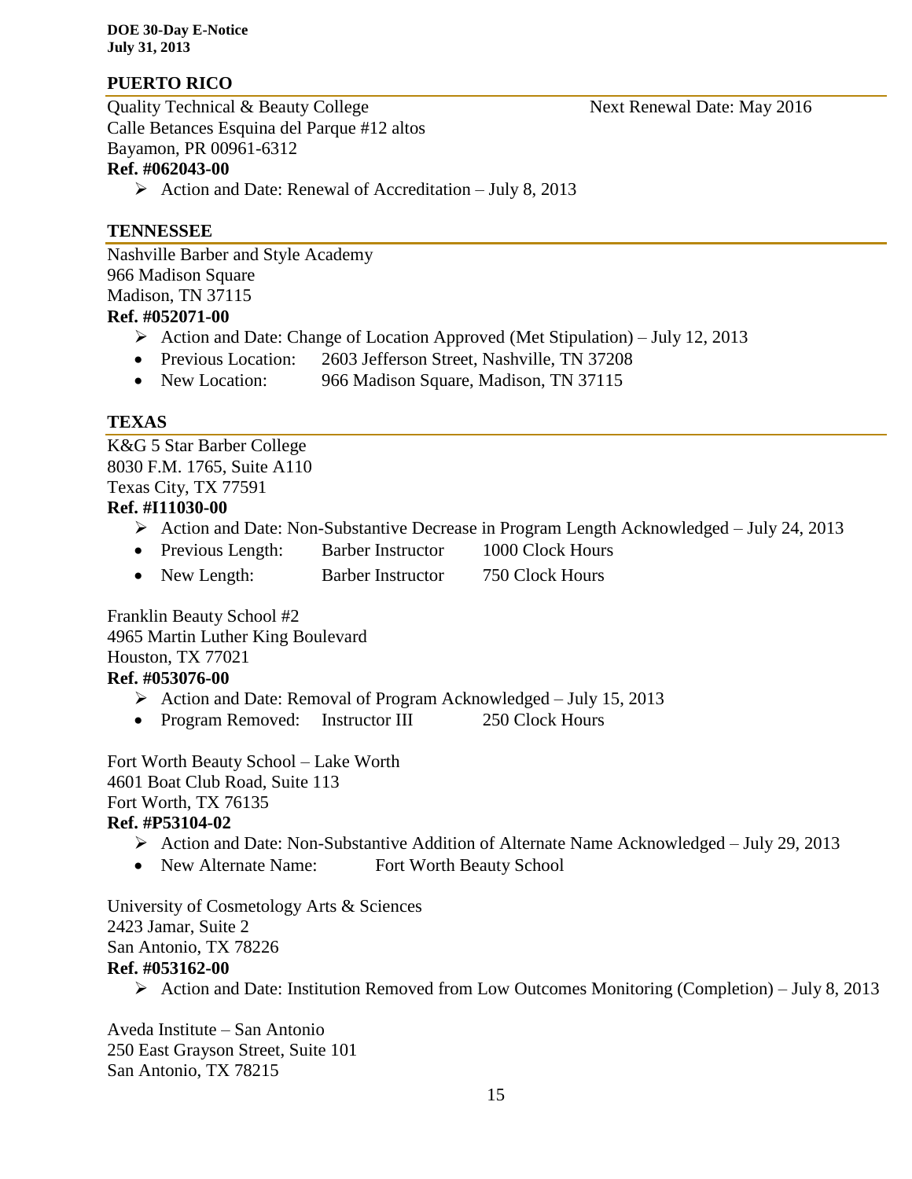## PUERTO RICO

Quality Technical & Beauty College — Next Renewal Date: May 2016
Calle Betances Esquina del Parque #12 altos
Bayamon, PR 00961-6312
**Ref. #062043-00**

- Action and Date: Renewal of Accreditation – July 8, 2013

## TENNESSEE

Nashville Barber and Style Academy
966 Madison Square
Madison, TN 37115
**Ref. #052071-00**

- Action and Date: Change of Location Approved (Met Stipulation) – July 12, 2013
- Previous Location: 2603 Jefferson Street, Nashville, TN 37208
- New Location: 966 Madison Square, Madison, TN 37115

## TEXAS

K&G 5 Star Barber College
8030 F.M. 1765, Suite A110
Texas City, TX 77591
**Ref. #I11030-00**

- Action and Date: Non-Substantive Decrease in Program Length Acknowledged – July 24, 2013
- Previous Length: Barber Instructor 1000 Clock Hours
- New Length: Barber Instructor 750 Clock Hours

Franklin Beauty School #2
4965 Martin Luther King Boulevard
Houston, TX 77021
**Ref. #053076-00**

- Action and Date: Removal of Program Acknowledged – July 15, 2013
- Program Removed: Instructor III 250 Clock Hours

Fort Worth Beauty School – Lake Worth
4601 Boat Club Road, Suite 113
Fort Worth, TX 76135
**Ref. #P53104-02**

- Action and Date: Non-Substantive Addition of Alternate Name Acknowledged – July 29, 2013
- New Alternate Name: Fort Worth Beauty School

University of Cosmetology Arts & Sciences
2423 Jamar, Suite 2
San Antonio, TX 78226
**Ref. #053162-00**

- Action and Date: Institution Removed from Low Outcomes Monitoring (Completion) – July 8, 2013

Aveda Institute – San Antonio
250 East Grayson Street, Suite 101
San Antonio, TX 78215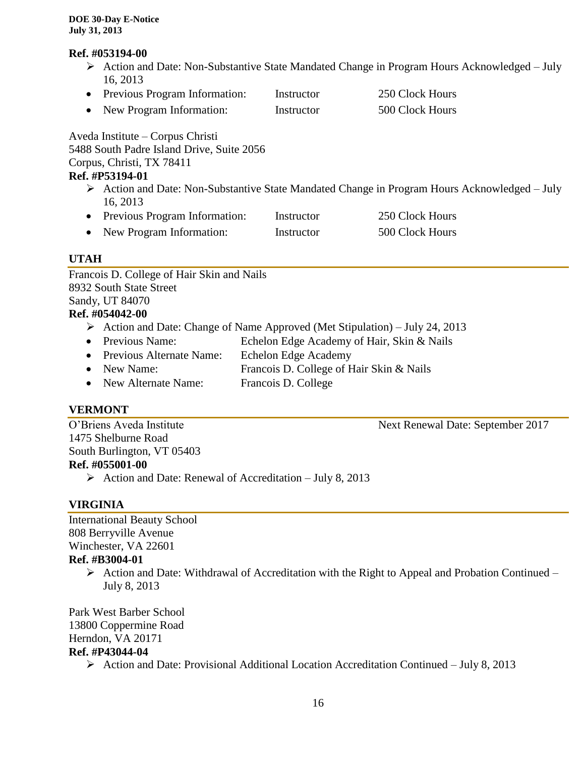**Ref. #053194-00**

- ➢ Action and Date: Non-Substantive State Mandated Change in Program Hours Acknowledged – July 16, 2013
- Previous Program Information: Instructor 250 Clock Hours
- New Program Information: Instructor 500 Clock Hours

Aveda Institute – Corpus Christi
5488 South Padre Island Drive, Suite 2056
Corpus, Christi, TX 78411
**Ref. #P53194-01**

- ➢ Action and Date: Non-Substantive State Mandated Change in Program Hours Acknowledged – July 16, 2013
- Previous Program Information: Instructor 250 Clock Hours
- New Program Information: Instructor 500 Clock Hours

## UTAH

Francois D. College of Hair Skin and Nails
8932 South State Street
Sandy, UT 84070
**Ref. #054042-00**

- ➢ Action and Date: Change of Name Approved (Met Stipulation) – July 24, 2013
- Previous Name: Echelon Edge Academy of Hair, Skin & Nails
- Previous Alternate Name: Echelon Edge Academy
- New Name: Francois D. College of Hair Skin & Nails
- New Alternate Name: Francois D. College

## VERMONT

O'Briens Aveda Institute — Next Renewal Date: September 2017
1475 Shelburne Road
South Burlington, VT 05403
**Ref. #055001-00**

- ➢ Action and Date: Renewal of Accreditation – July 8, 2013

## VIRGINIA

International Beauty School
808 Berryville Avenue
Winchester, VA 22601
**Ref. #B3004-01**

- ➢ Action and Date: Withdrawal of Accreditation with the Right to Appeal and Probation Continued – July 8, 2013

Park West Barber School
13800 Coppermine Road
Herndon, VA 20171
**Ref. #P43044-04**

- ➢ Action and Date: Provisional Additional Location Accreditation Continued – July 8, 2013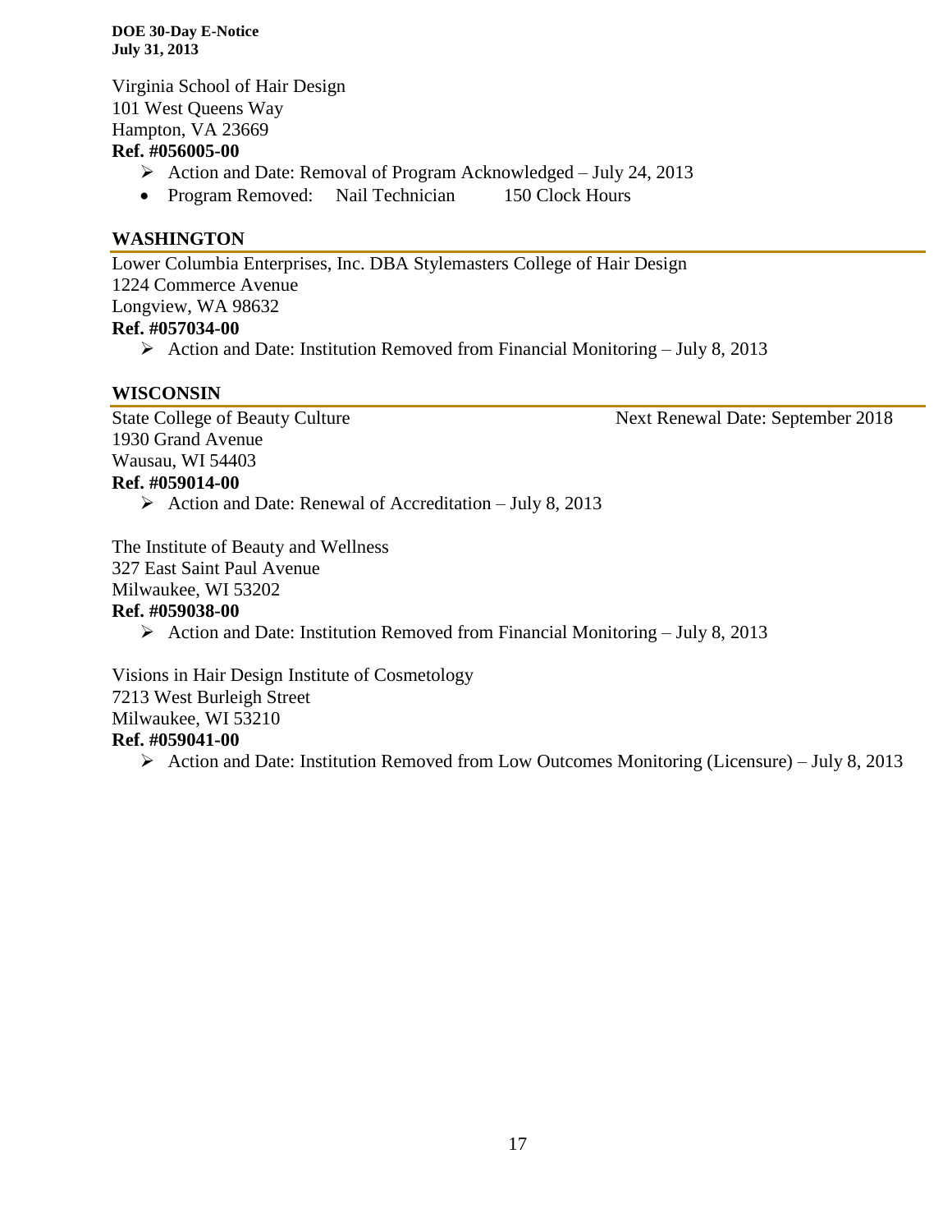Virginia School of Hair Design
101 West Queens Way
Hampton, VA 23669
**Ref. #056005-00**

- Action and Date: Removal of Program Acknowledged – July 24, 2013
- Program Removed: Nail Technician 150 Clock Hours

## WASHINGTON

Lower Columbia Enterprises, Inc. DBA Stylemasters College of Hair Design
1224 Commerce Avenue
Longview, WA 98632
**Ref. #057034-00**

- Action and Date: Institution Removed from Financial Monitoring – July 8, 2013

## WISCONSIN

State College of Beauty Culture — Next Renewal Date: September 2018
1930 Grand Avenue
Wausau, WI 54403
**Ref. #059014-00**

- Action and Date: Renewal of Accreditation – July 8, 2013

The Institute of Beauty and Wellness
327 East Saint Paul Avenue
Milwaukee, WI 53202
**Ref. #059038-00**

- Action and Date: Institution Removed from Financial Monitoring – July 8, 2013

Visions in Hair Design Institute of Cosmetology
7213 West Burleigh Street
Milwaukee, WI 53210
**Ref. #059041-00**

- Action and Date: Institution Removed from Low Outcomes Monitoring (Licensure) – July 8, 2013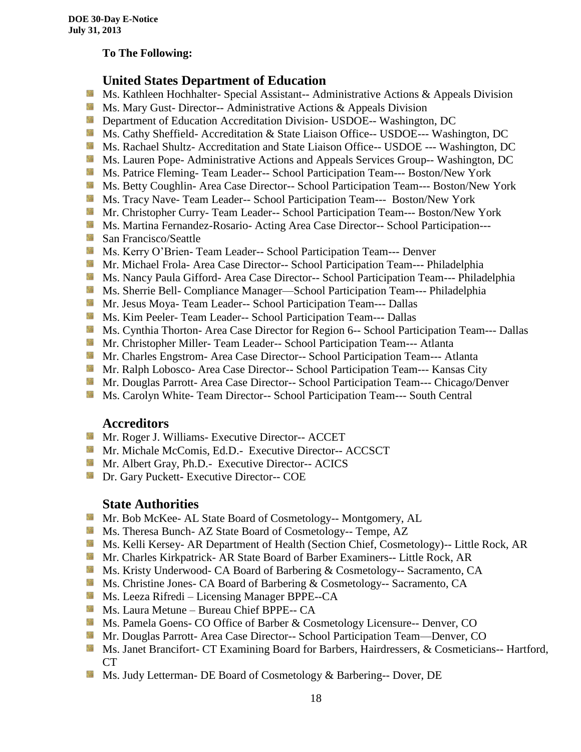**To The Following:**

## United States Department of Education

- Ms. Kathleen Hochhalter- Special Assistant-- Administrative Actions & Appeals Division
- Ms. Mary Gust- Director-- Administrative Actions & Appeals Division
- Department of Education Accreditation Division- USDOE-- Washington, DC
- Ms. Cathy Sheffield- Accreditation & State Liaison Office-- USDOE--- Washington, DC
- Ms. Rachael Shultz- Accreditation and State Liaison Office-- USDOE --- Washington, DC
- Ms. Lauren Pope- Administrative Actions and Appeals Services Group-- Washington, DC
- Ms. Patrice Fleming- Team Leader-- School Participation Team--- Boston/New York
- Ms. Betty Coughlin- Area Case Director-- School Participation Team--- Boston/New York
- Ms. Tracy Nave- Team Leader-- School Participation Team--- Boston/New York
- Mr. Christopher Curry- Team Leader-- School Participation Team--- Boston/New York
- Ms. Martina Fernandez-Rosario- Acting Area Case Director-- School Participation---
- San Francisco/Seattle
- Ms. Kerry O'Brien- Team Leader-- School Participation Team--- Denver
- Mr. Michael Frola- Area Case Director-- School Participation Team--- Philadelphia
- Ms. Nancy Paula Gifford- Area Case Director-- School Participation Team--- Philadelphia
- Ms. Sherrie Bell- Compliance Manager—School Participation Team--- Philadelphia
- Mr. Jesus Moya- Team Leader-- School Participation Team--- Dallas
- Ms. Kim Peeler- Team Leader-- School Participation Team--- Dallas
- Ms. Cynthia Thorton- Area Case Director for Region 6-- School Participation Team--- Dallas
- Mr. Christopher Miller- Team Leader-- School Participation Team--- Atlanta
- Mr. Charles Engstrom- Area Case Director-- School Participation Team--- Atlanta
- Mr. Ralph Lobosco- Area Case Director-- School Participation Team--- Kansas City
- Mr. Douglas Parrott- Area Case Director-- School Participation Team--- Chicago/Denver
- Ms. Carolyn White- Team Director-- School Participation Team--- South Central

## Accreditors

- Mr. Roger J. Williams- Executive Director-- ACCET
- Mr. Michale McComis, Ed.D.- Executive Director-- ACCSCT
- Mr. Albert Gray, Ph.D.- Executive Director-- ACICS
- Dr. Gary Puckett- Executive Director-- COE

## State Authorities

- Mr. Bob McKee- AL State Board of Cosmetology-- Montgomery, AL
- Ms. Theresa Bunch- AZ State Board of Cosmetology-- Tempe, AZ
- Ms. Kelli Kersey- AR Department of Health (Section Chief, Cosmetology)-- Little Rock, AR
- Mr. Charles Kirkpatrick- AR State Board of Barber Examiners-- Little Rock, AR
- Ms. Kristy Underwood- CA Board of Barbering & Cosmetology-- Sacramento, CA
- Ms. Christine Jones- CA Board of Barbering & Cosmetology-- Sacramento, CA
- Ms. Leeza Rifredi – Licensing Manager BPPE--CA
- Ms. Laura Metune – Bureau Chief BPPE-- CA
- Ms. Pamela Goens- CO Office of Barber & Cosmetology Licensure-- Denver, CO
- Mr. Douglas Parrott- Area Case Director-- School Participation Team—Denver, CO
- Ms. Janet Brancifort- CT Examining Board for Barbers, Hairdressers, & Cosmeticians-- Hartford, CT
- Ms. Judy Letterman- DE Board of Cosmetology & Barbering-- Dover, DE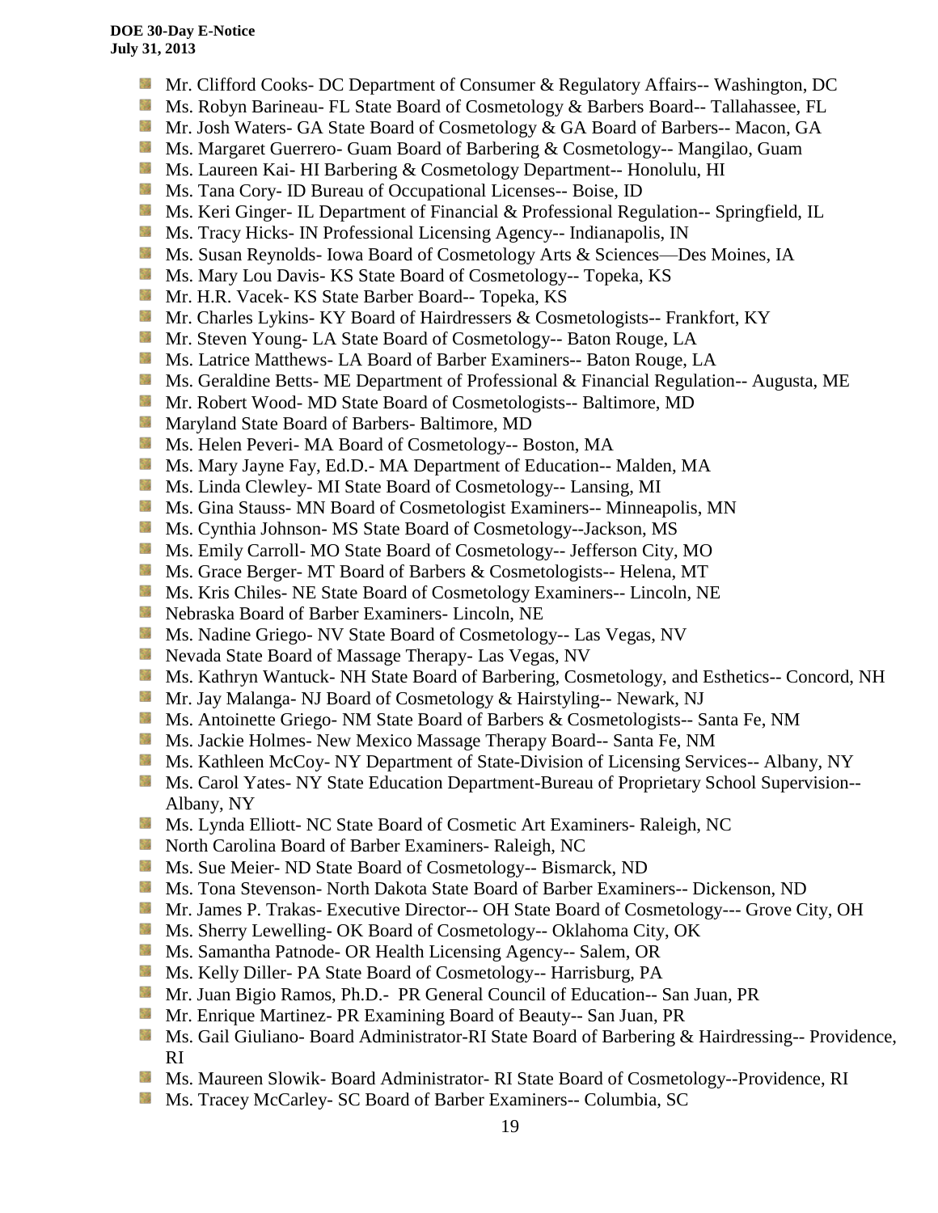- Mr. Clifford Cooks- DC Department of Consumer & Regulatory Affairs-- Washington, DC
- Ms. Robyn Barineau- FL State Board of Cosmetology & Barbers Board-- Tallahassee, FL
- Mr. Josh Waters- GA State Board of Cosmetology & GA Board of Barbers-- Macon, GA
- Ms. Margaret Guerrero- Guam Board of Barbering & Cosmetology-- Mangilao, Guam
- Ms. Laureen Kai- HI Barbering & Cosmetology Department-- Honolulu, HI
- Ms. Tana Cory- ID Bureau of Occupational Licenses-- Boise, ID
- Ms. Keri Ginger- IL Department of Financial & Professional Regulation-- Springfield, IL
- Ms. Tracy Hicks- IN Professional Licensing Agency-- Indianapolis, IN
- Ms. Susan Reynolds- Iowa Board of Cosmetology Arts & Sciences—Des Moines, IA
- Ms. Mary Lou Davis- KS State Board of Cosmetology-- Topeka, KS
- Mr. H.R. Vacek- KS State Barber Board-- Topeka, KS
- Mr. Charles Lykins- KY Board of Hairdressers & Cosmetologists-- Frankfort, KY
- Mr. Steven Young- LA State Board of Cosmetology-- Baton Rouge, LA
- Ms. Latrice Matthews- LA Board of Barber Examiners-- Baton Rouge, LA
- Ms. Geraldine Betts- ME Department of Professional & Financial Regulation-- Augusta, ME
- Mr. Robert Wood- MD State Board of Cosmetologists-- Baltimore, MD
- Maryland State Board of Barbers- Baltimore, MD
- Ms. Helen Peveri- MA Board of Cosmetology-- Boston, MA
- Ms. Mary Jayne Fay, Ed.D.- MA Department of Education-- Malden, MA
- Ms. Linda Clewley- MI State Board of Cosmetology-- Lansing, MI
- Ms. Gina Stauss- MN Board of Cosmetologist Examiners-- Minneapolis, MN
- Ms. Cynthia Johnson- MS State Board of Cosmetology--Jackson, MS
- Ms. Emily Carroll- MO State Board of Cosmetology-- Jefferson City, MO
- Ms. Grace Berger- MT Board of Barbers & Cosmetologists-- Helena, MT
- Ms. Kris Chiles- NE State Board of Cosmetology Examiners-- Lincoln, NE
- Nebraska Board of Barber Examiners- Lincoln, NE
- Ms. Nadine Griego- NV State Board of Cosmetology-- Las Vegas, NV
- Nevada State Board of Massage Therapy- Las Vegas, NV
- Ms. Kathryn Wantuck- NH State Board of Barbering, Cosmetology, and Esthetics-- Concord, NH
- Mr. Jay Malanga- NJ Board of Cosmetology & Hairstyling-- Newark, NJ
- Ms. Antoinette Griego- NM State Board of Barbers & Cosmetologists-- Santa Fe, NM
- Ms. Jackie Holmes- New Mexico Massage Therapy Board-- Santa Fe, NM
- Ms. Kathleen McCoy- NY Department of State-Division of Licensing Services-- Albany, NY
- Ms. Carol Yates- NY State Education Department-Bureau of Proprietary School Supervision-- Albany, NY
- Ms. Lynda Elliott- NC State Board of Cosmetic Art Examiners- Raleigh, NC
- North Carolina Board of Barber Examiners- Raleigh, NC
- Ms. Sue Meier- ND State Board of Cosmetology-- Bismarck, ND
- Ms. Tona Stevenson- North Dakota State Board of Barber Examiners-- Dickenson, ND
- Mr. James P. Trakas- Executive Director-- OH State Board of Cosmetology--- Grove City, OH
- Ms. Sherry Lewelling- OK Board of Cosmetology-- Oklahoma City, OK
- Ms. Samantha Patnode- OR Health Licensing Agency-- Salem, OR
- Ms. Kelly Diller- PA State Board of Cosmetology-- Harrisburg, PA
- Mr. Juan Bigio Ramos, Ph.D.- PR General Council of Education-- San Juan, PR
- Mr. Enrique Martinez- PR Examining Board of Beauty-- San Juan, PR
- Ms. Gail Giuliano- Board Administrator-RI State Board of Barbering & Hairdressing-- Providence, RI
- Ms. Maureen Slowik- Board Administrator- RI State Board of Cosmetology--Providence, RI
- Ms. Tracey McCarley- SC Board of Barber Examiners-- Columbia, SC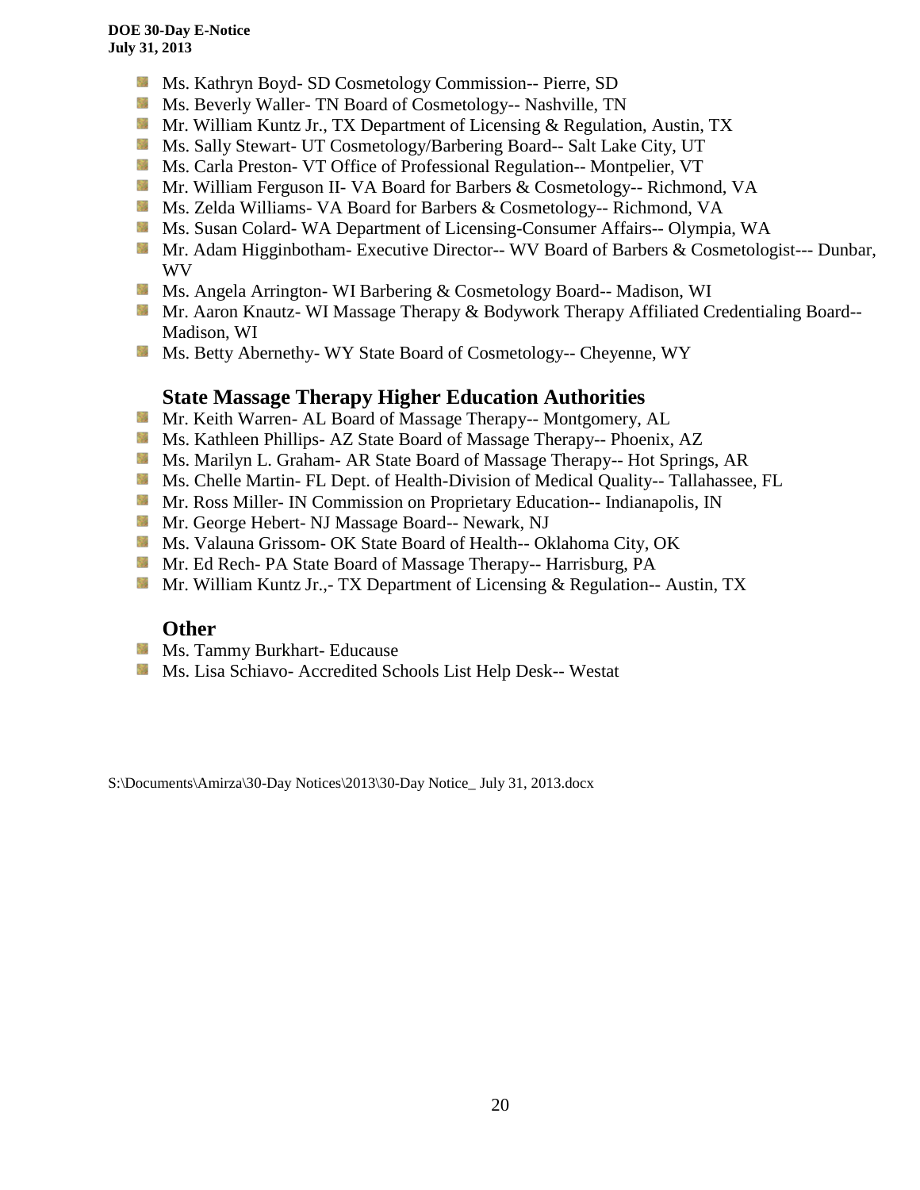- Ms. Kathryn Boyd- SD Cosmetology Commission-- Pierre, SD
- Ms. Beverly Waller- TN Board of Cosmetology-- Nashville, TN
- Mr. William Kuntz Jr., TX Department of Licensing & Regulation, Austin, TX
- Ms. Sally Stewart- UT Cosmetology/Barbering Board-- Salt Lake City, UT
- Ms. Carla Preston- VT Office of Professional Regulation-- Montpelier, VT
- Mr. William Ferguson II- VA Board for Barbers & Cosmetology-- Richmond, VA
- Ms. Zelda Williams- VA Board for Barbers & Cosmetology-- Richmond, VA
- Ms. Susan Colard- WA Department of Licensing-Consumer Affairs-- Olympia, WA
- Mr. Adam Higginbotham- Executive Director-- WV Board of Barbers & Cosmetologist--- Dunbar, WV
- Ms. Angela Arrington- WI Barbering & Cosmetology Board-- Madison, WI
- Mr. Aaron Knautz- WI Massage Therapy & Bodywork Therapy Affiliated Credentialing Board-- Madison, WI
- Ms. Betty Abernethy- WY State Board of Cosmetology-- Cheyenne, WY

## State Massage Therapy Higher Education Authorities

- Mr. Keith Warren- AL Board of Massage Therapy-- Montgomery, AL
- Ms. Kathleen Phillips- AZ State Board of Massage Therapy-- Phoenix, AZ
- Ms. Marilyn L. Graham- AR State Board of Massage Therapy-- Hot Springs, AR
- Ms. Chelle Martin- FL Dept. of Health-Division of Medical Quality-- Tallahassee, FL
- Mr. Ross Miller- IN Commission on Proprietary Education-- Indianapolis, IN
- Mr. George Hebert- NJ Massage Board-- Newark, NJ
- Ms. Valauna Grissom- OK State Board of Health-- Oklahoma City, OK
- Mr. Ed Rech- PA State Board of Massage Therapy-- Harrisburg, PA
- Mr. William Kuntz Jr.,- TX Department of Licensing & Regulation-- Austin, TX

## Other

- Ms. Tammy Burkhart- Educause
- Ms. Lisa Schiavo- Accredited Schools List Help Desk-- Westat

S:\Documents\Amirza\30-Day Notices\2013\30-Day Notice_ July 31, 2013.docx